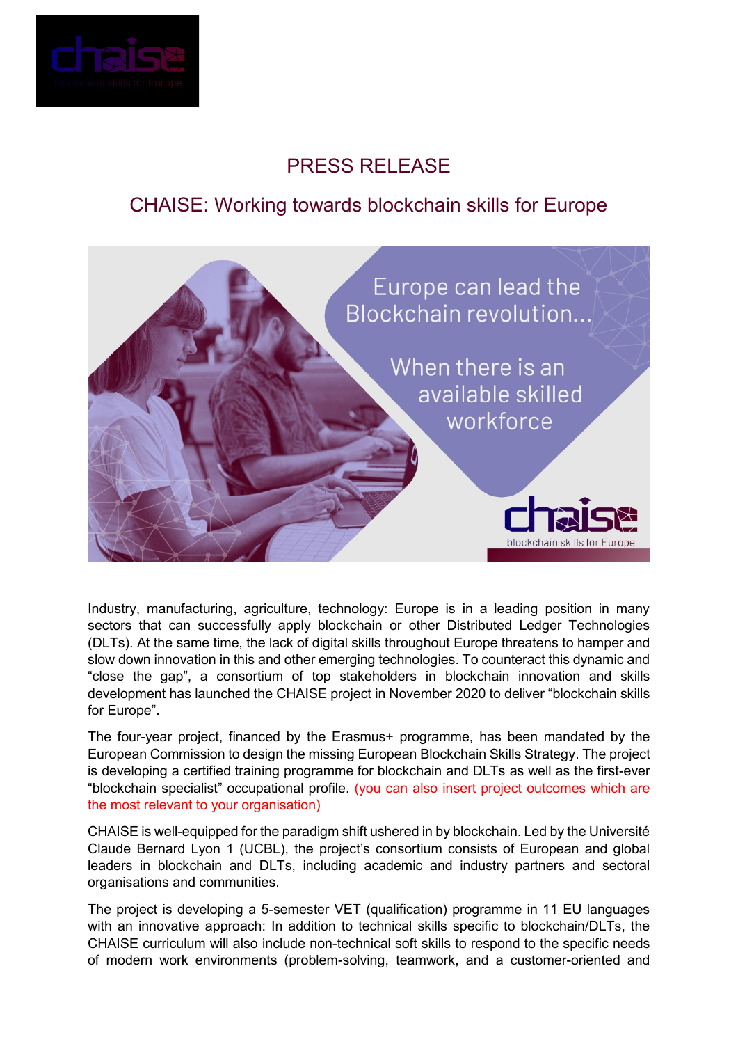# PRESS RELEASE

## CHAISE: Working towards blockchain skills for Europe

Industry, manufacturing, agriculture, technology: Europe is in a leading position in many sectors that can successfully apply blockchain or other Distributed Ledger Technologies (DLTs). At the same time, the lack of digital skills throughout Europe threatens to hamper and slow down innovation in this and other emerging technologies. To counteract this dynamic and "close the gap", a consortium of top stakeholders in blockchain innovation and skills development has launched the CHAISE project in November 2020 to deliver "blockchain skills for Europe".

The four-year project, financed by the Erasmus+ programme, has been mandated by the European Commission to design the missing European Blockchain Skills Strategy. The project is developing a certified training programme for blockchain and DLTs as well as the first-ever "blockchain specialist" occupational profile. (you can also insert project outcomes which are the most relevant to your organisation)

CHAISE is well-equipped for the paradigm shift ushered in by blockchain. Led by the Université Claude Bernard Lyon 1 (UCBL), the project's consortium consists of European and global leaders in blockchain and DLTs, including academic and industry partners and sectoral organisations and communities.

The project is developing a 5-semester VET (qualification) programme in 11 EU languages with an innovative approach: In addition to technical skills specific to blockchain/DLTs, the CHAISE curriculum will also include non-technical soft skills to respond to the specific needs of modern work environments (problem-solving, teamwork, and a customer-oriented and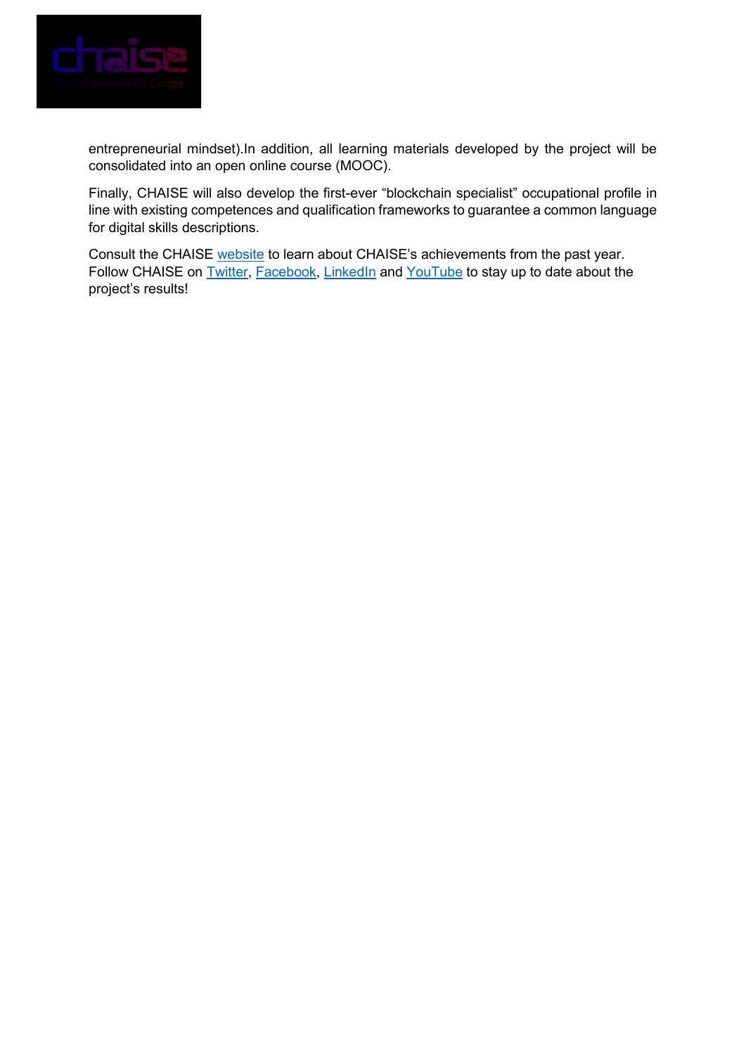entrepreneurial mindset).In addition, all learning materials developed by the project will be consolidated into an open online course (MOOC).

Finally, CHAISE will also develop the first-ever “blockchain specialist” occupational profile in line with existing competences and qualification frameworks to guarantee a common language for digital skills descriptions.

Consult the CHAISE website to learn about CHAISE’s achievements from the past year. Follow CHAISE on Twitter, Facebook, LinkedIn and YouTube to stay up to date about the project’s results!